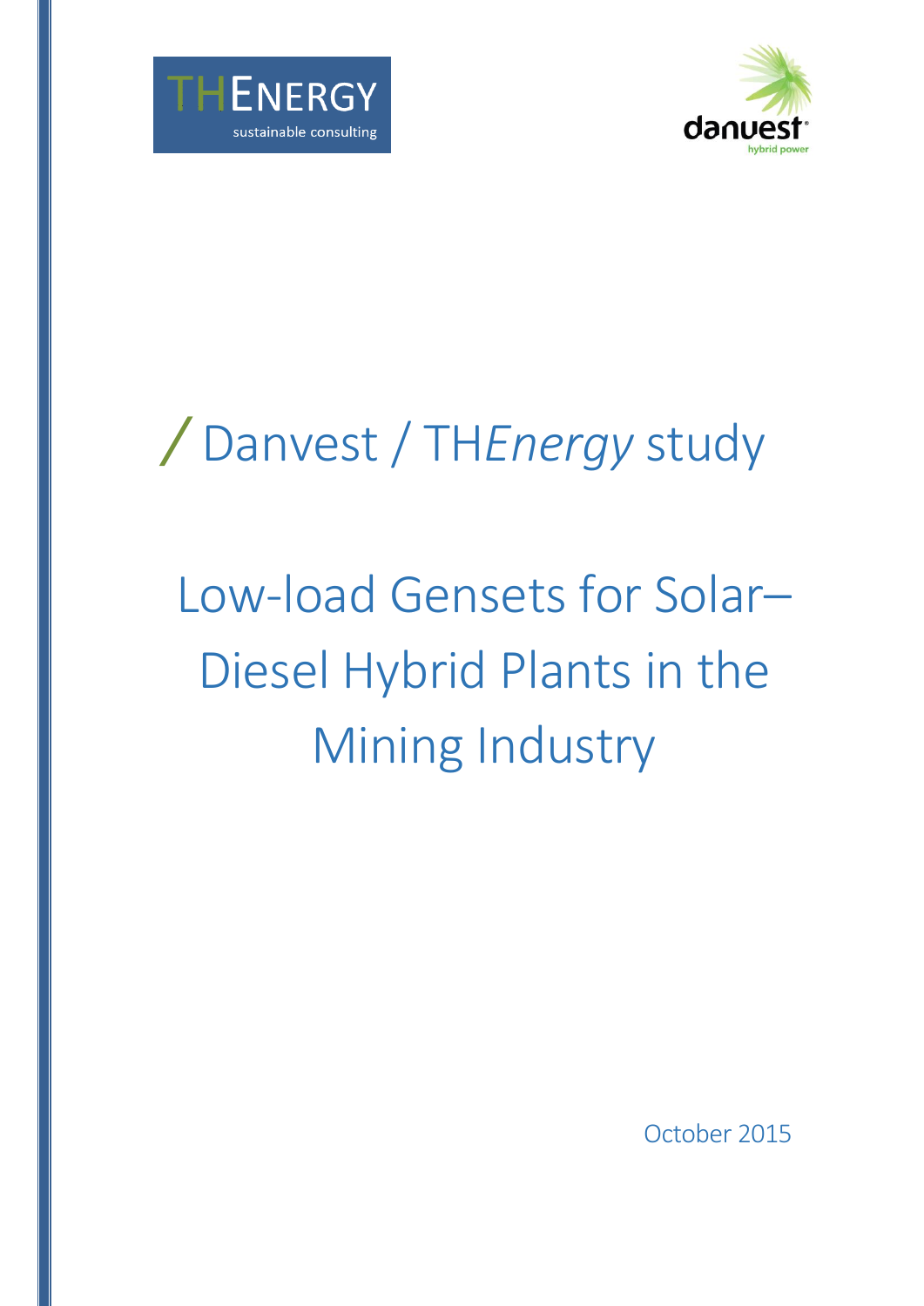THEnergy
sustainable consulting

danvest
hybrid power

# / Danvest / TH*Energy* study

# Low-load Gensets for Solar–Diesel Hybrid Plants in the Mining Industry

October 2015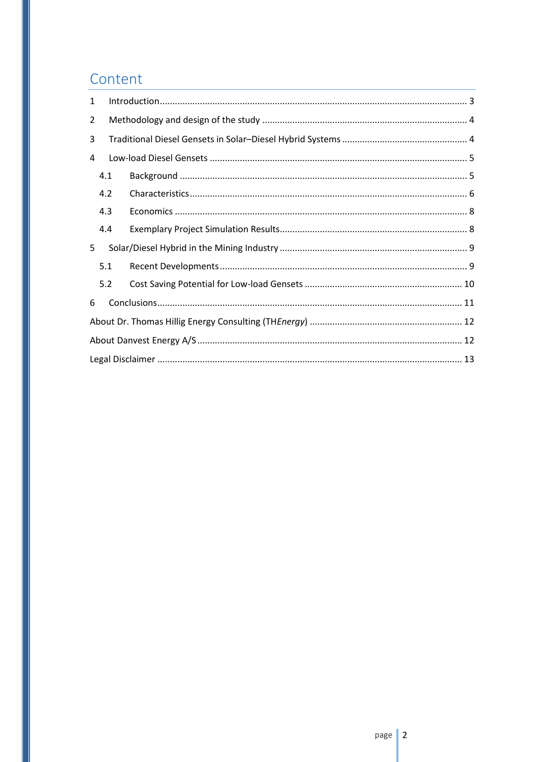# Content

| | | |
|---|---|---|
| 1 | Introduction | 3 |
| 2 | Methodology and design of the study | 4 |
| 3 | Traditional Diesel Gensets in Solar–Diesel Hybrid Systems | 4 |
| 4 | Low-load Diesel Gensets | 5 |
| 4.1 | Background | 5 |
| 4.2 | Characteristics | 6 |
| 4.3 | Economics | 8 |
| 4.4 | Exemplary Project Simulation Results | 8 |
| 5 | Solar/Diesel Hybrid in the Mining Industry | 9 |
| 5.1 | Recent Developments | 9 |
| 5.2 | Cost Saving Potential for Low-load Gensets | 10 |
| 6 | Conclusions | 11 |
| | About Dr. Thomas Hillig Energy Consulting (TH*Energy*) | 12 |
| | About Danvest Energy A/S | 12 |
| | Legal Disclaimer | 13 |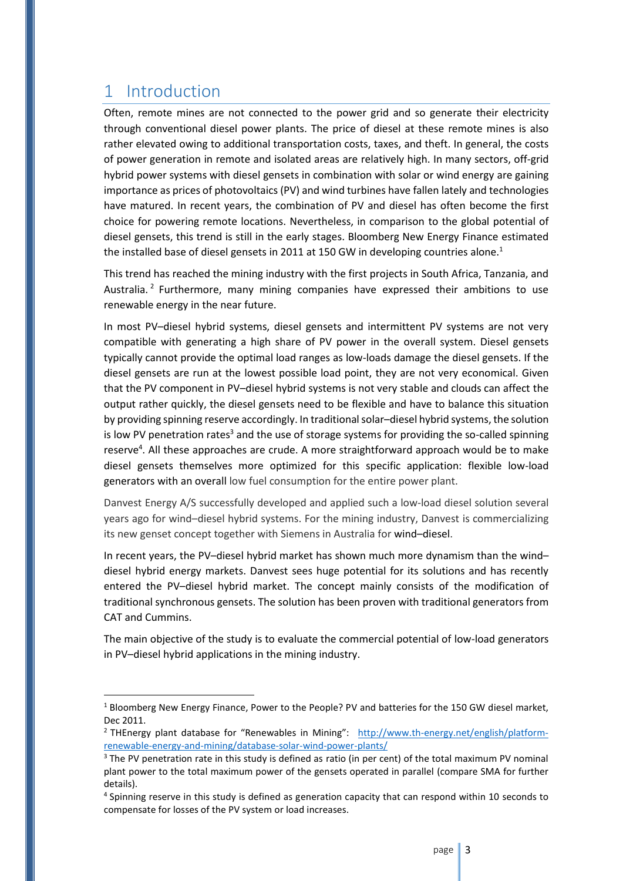# 1 Introduction

Often, remote mines are not connected to the power grid and so generate their electricity through conventional diesel power plants. The price of diesel at these remote mines is also rather elevated owing to additional transportation costs, taxes, and theft. In general, the costs of power generation in remote and isolated areas are relatively high. In many sectors, off-grid hybrid power systems with diesel gensets in combination with solar or wind energy are gaining importance as prices of photovoltaics (PV) and wind turbines have fallen lately and technologies have matured. In recent years, the combination of PV and diesel has often become the first choice for powering remote locations. Nevertheless, in comparison to the global potential of diesel gensets, this trend is still in the early stages. Bloomberg New Energy Finance estimated the installed base of diesel gensets in 2011 at 150 GW in developing countries alone.[1]

This trend has reached the mining industry with the first projects in South Africa, Tanzania, and Australia.[2] Furthermore, many mining companies have expressed their ambitions to use renewable energy in the near future.

In most PV–diesel hybrid systems, diesel gensets and intermittent PV systems are not very compatible with generating a high share of PV power in the overall system. Diesel gensets typically cannot provide the optimal load ranges as low-loads damage the diesel gensets. If the diesel gensets are run at the lowest possible load point, they are not very economical. Given that the PV component in PV–diesel hybrid systems is not very stable and clouds can affect the output rather quickly, the diesel gensets need to be flexible and have to balance this situation by providing spinning reserve accordingly. In traditional solar–diesel hybrid systems, the solution is low PV penetration rates[3] and the use of storage systems for providing the so-called spinning reserve[4]. All these approaches are crude. A more straightforward approach would be to make diesel gensets themselves more optimized for this specific application: flexible low-load generators with an overall low fuel consumption for the entire power plant.

Danvest Energy A/S successfully developed and applied such a low-load diesel solution several years ago for wind–diesel hybrid systems. For the mining industry, Danvest is commercializing its new genset concept together with Siemens in Australia for wind–diesel.

In recent years, the PV–diesel hybrid market has shown much more dynamism than the wind–diesel hybrid energy markets. Danvest sees huge potential for its solutions and has recently entered the PV–diesel hybrid market. The concept mainly consists of the modification of traditional synchronous gensets. The solution has been proven with traditional generators from CAT and Cummins.

The main objective of the study is to evaluate the commercial potential of low-load generators in PV–diesel hybrid applications in the mining industry.

---

[1] Bloomberg New Energy Finance, Power to the People? PV and batteries for the 150 GW diesel market, Dec 2011.

[2] THEnergy plant database for "Renewables in Mining": http://www.th-energy.net/english/platform-renewable-energy-and-mining/database-solar-wind-power-plants/

[3] The PV penetration rate in this study is defined as ratio (in per cent) of the total maximum PV nominal plant power to the total maximum power of the gensets operated in parallel (compare SMA for further details).

[4] Spinning reserve in this study is defined as generation capacity that can respond within 10 seconds to compensate for losses of the PV system or load increases.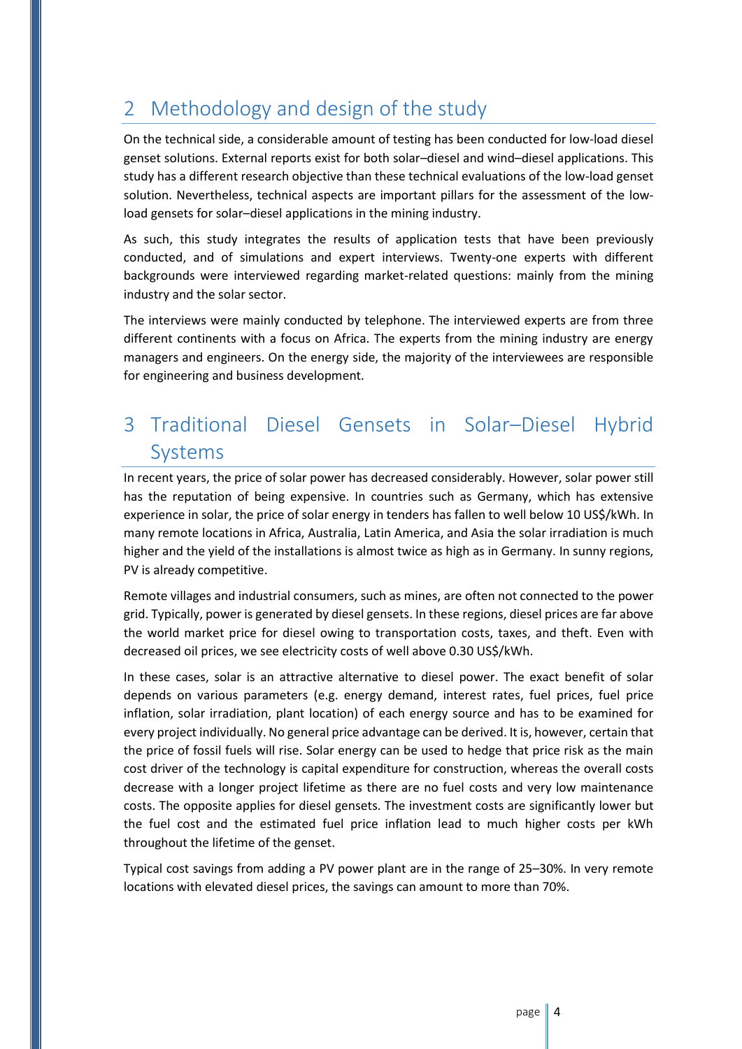# 2 Methodology and design of the study

On the technical side, a considerable amount of testing has been conducted for low-load diesel genset solutions. External reports exist for both solar–diesel and wind–diesel applications. This study has a different research objective than these technical evaluations of the low-load genset solution. Nevertheless, technical aspects are important pillars for the assessment of the low-load gensets for solar–diesel applications in the mining industry.

As such, this study integrates the results of application tests that have been previously conducted, and of simulations and expert interviews. Twenty-one experts with different backgrounds were interviewed regarding market-related questions: mainly from the mining industry and the solar sector.

The interviews were mainly conducted by telephone. The interviewed experts are from three different continents with a focus on Africa. The experts from the mining industry are energy managers and engineers. On the energy side, the majority of the interviewees are responsible for engineering and business development.

# 3 Traditional Diesel Gensets in Solar–Diesel Hybrid Systems

In recent years, the price of solar power has decreased considerably. However, solar power still has the reputation of being expensive. In countries such as Germany, which has extensive experience in solar, the price of solar energy in tenders has fallen to well below 10 US$/kWh. In many remote locations in Africa, Australia, Latin America, and Asia the solar irradiation is much higher and the yield of the installations is almost twice as high as in Germany. In sunny regions, PV is already competitive.

Remote villages and industrial consumers, such as mines, are often not connected to the power grid. Typically, power is generated by diesel gensets. In these regions, diesel prices are far above the world market price for diesel owing to transportation costs, taxes, and theft. Even with decreased oil prices, we see electricity costs of well above 0.30 US$/kWh.

In these cases, solar is an attractive alternative to diesel power. The exact benefit of solar depends on various parameters (e.g. energy demand, interest rates, fuel prices, fuel price inflation, solar irradiation, plant location) of each energy source and has to be examined for every project individually. No general price advantage can be derived. It is, however, certain that the price of fossil fuels will rise. Solar energy can be used to hedge that price risk as the main cost driver of the technology is capital expenditure for construction, whereas the overall costs decrease with a longer project lifetime as there are no fuel costs and very low maintenance costs. The opposite applies for diesel gensets. The investment costs are significantly lower but the fuel cost and the estimated fuel price inflation lead to much higher costs per kWh throughout the lifetime of the genset.

Typical cost savings from adding a PV power plant are in the range of 25–30%. In very remote locations with elevated diesel prices, the savings can amount to more than 70%.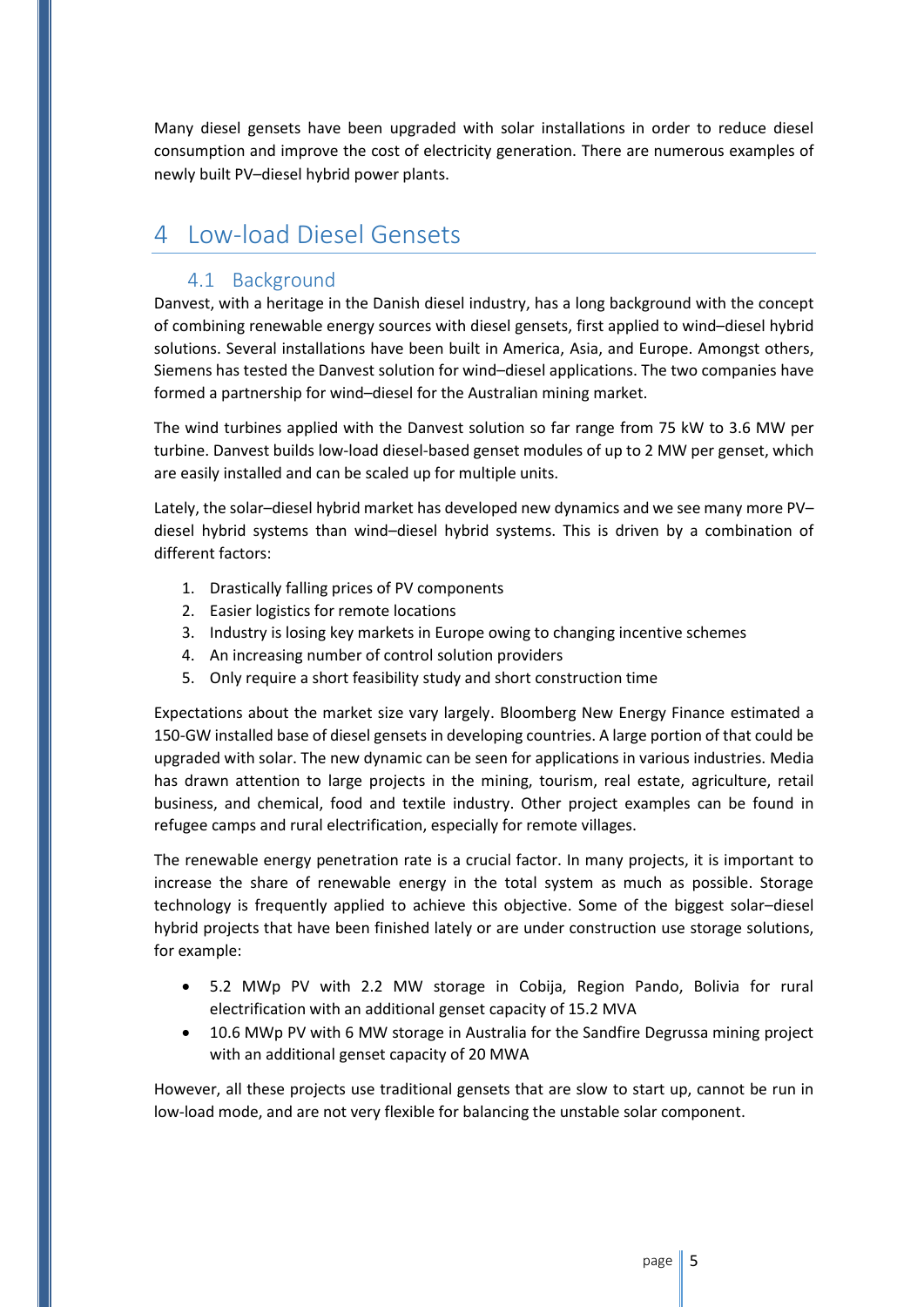Many diesel gensets have been upgraded with solar installations in order to reduce diesel consumption and improve the cost of electricity generation. There are numerous examples of newly built PV–diesel hybrid power plants.

# 4 Low-load Diesel Gensets

## 4.1 Background

Danvest, with a heritage in the Danish diesel industry, has a long background with the concept of combining renewable energy sources with diesel gensets, first applied to wind–diesel hybrid solutions. Several installations have been built in America, Asia, and Europe. Amongst others, Siemens has tested the Danvest solution for wind–diesel applications. The two companies have formed a partnership for wind–diesel for the Australian mining market.

The wind turbines applied with the Danvest solution so far range from 75 kW to 3.6 MW per turbine. Danvest builds low-load diesel-based genset modules of up to 2 MW per genset, which are easily installed and can be scaled up for multiple units.

Lately, the solar–diesel hybrid market has developed new dynamics and we see many more PV–diesel hybrid systems than wind–diesel hybrid systems. This is driven by a combination of different factors:

1. Drastically falling prices of PV components
2. Easier logistics for remote locations
3. Industry is losing key markets in Europe owing to changing incentive schemes
4. An increasing number of control solution providers
5. Only require a short feasibility study and short construction time

Expectations about the market size vary largely. Bloomberg New Energy Finance estimated a 150-GW installed base of diesel gensets in developing countries. A large portion of that could be upgraded with solar. The new dynamic can be seen for applications in various industries. Media has drawn attention to large projects in the mining, tourism, real estate, agriculture, retail business, and chemical, food and textile industry. Other project examples can be found in refugee camps and rural electrification, especially for remote villages.

The renewable energy penetration rate is a crucial factor. In many projects, it is important to increase the share of renewable energy in the total system as much as possible. Storage technology is frequently applied to achieve this objective. Some of the biggest solar–diesel hybrid projects that have been finished lately or are under construction use storage solutions, for example:

- 5.2 MWp PV with 2.2 MW storage in Cobija, Region Pando, Bolivia for rural electrification with an additional genset capacity of 15.2 MVA
- 10.6 MWp PV with 6 MW storage in Australia for the Sandfire Degrussa mining project with an additional genset capacity of 20 MWA

However, all these projects use traditional gensets that are slow to start up, cannot be run in low-load mode, and are not very flexible for balancing the unstable solar component.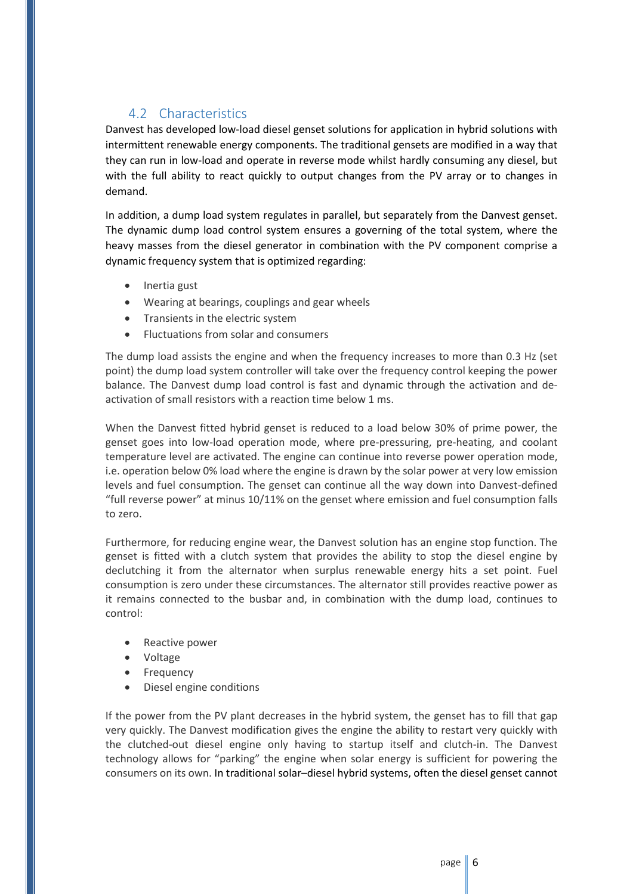## 4.2 Characteristics

Danvest has developed low-load diesel genset solutions for application in hybrid solutions with intermittent renewable energy components. The traditional gensets are modified in a way that they can run in low-load and operate in reverse mode whilst hardly consuming any diesel, but with the full ability to react quickly to output changes from the PV array or to changes in demand.

In addition, a dump load system regulates in parallel, but separately from the Danvest genset. The dynamic dump load control system ensures a governing of the total system, where the heavy masses from the diesel generator in combination with the PV component comprise a dynamic frequency system that is optimized regarding:

- Inertia gust
- Wearing at bearings, couplings and gear wheels
- Transients in the electric system
- Fluctuations from solar and consumers

The dump load assists the engine and when the frequency increases to more than 0.3 Hz (set point) the dump load system controller will take over the frequency control keeping the power balance. The Danvest dump load control is fast and dynamic through the activation and de-activation of small resistors with a reaction time below 1 ms.

When the Danvest fitted hybrid genset is reduced to a load below 30% of prime power, the genset goes into low-load operation mode, where pre-pressuring, pre-heating, and coolant temperature level are activated. The engine can continue into reverse power operation mode, i.e. operation below 0% load where the engine is drawn by the solar power at very low emission levels and fuel consumption. The genset can continue all the way down into Danvest-defined "full reverse power" at minus 10/11% on the genset where emission and fuel consumption falls to zero.

Furthermore, for reducing engine wear, the Danvest solution has an engine stop function. The genset is fitted with a clutch system that provides the ability to stop the diesel engine by declutching it from the alternator when surplus renewable energy hits a set point. Fuel consumption is zero under these circumstances. The alternator still provides reactive power as it remains connected to the busbar and, in combination with the dump load, continues to control:

- Reactive power
- Voltage
- Frequency
- Diesel engine conditions

If the power from the PV plant decreases in the hybrid system, the genset has to fill that gap very quickly. The Danvest modification gives the engine the ability to restart very quickly with the clutched-out diesel engine only having to startup itself and clutch-in. The Danvest technology allows for "parking" the engine when solar energy is sufficient for powering the consumers on its own. In traditional solar–diesel hybrid systems, often the diesel genset cannot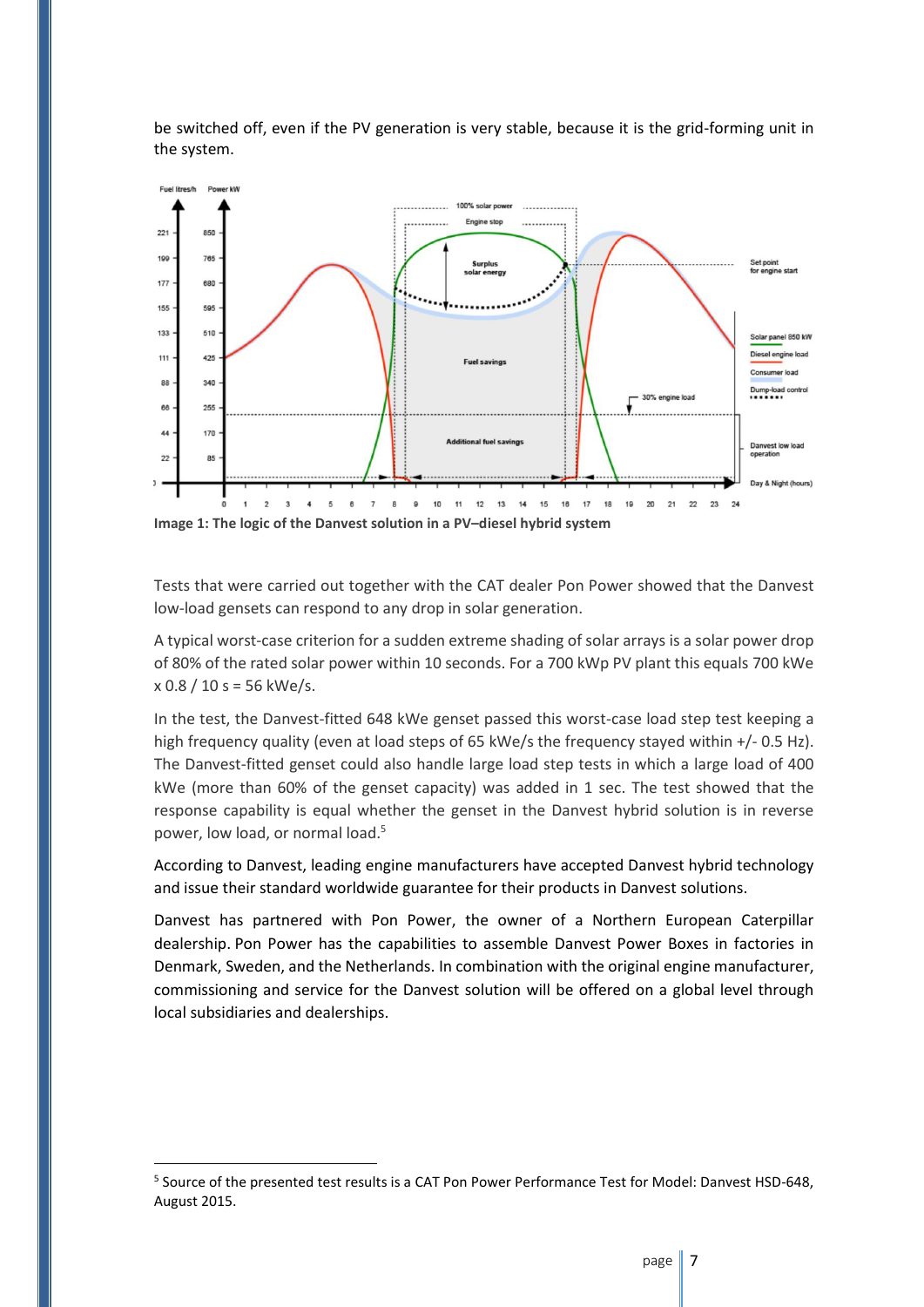be switched off, even if the PV generation is very stable, because it is the grid-forming unit in the system.

**Image 1: The logic of the Danvest solution in a PV–diesel hybrid system**

Tests that were carried out together with the CAT dealer Pon Power showed that the Danvest low-load gensets can respond to any drop in solar generation.

A typical worst-case criterion for a sudden extreme shading of solar arrays is a solar power drop of 80% of the rated solar power within 10 seconds. For a 700 kWp PV plant this equals 700 kWe x 0.8 / 10 s = 56 kWe/s.

In the test, the Danvest-fitted 648 kWe genset passed this worst-case load step test keeping a high frequency quality (even at load steps of 65 kWe/s the frequency stayed within +/- 0.5 Hz). The Danvest-fitted genset could also handle large load step tests in which a large load of 400 kWe (more than 60% of the genset capacity) was added in 1 sec. The test showed that the response capability is equal whether the genset in the Danvest hybrid solution is in reverse power, low load, or normal load.[5]

According to Danvest, leading engine manufacturers have accepted Danvest hybrid technology and issue their standard worldwide guarantee for their products in Danvest solutions.

Danvest has partnered with Pon Power, the owner of a Northern European Caterpillar dealership. Pon Power has the capabilities to assemble Danvest Power Boxes in factories in Denmark, Sweden, and the Netherlands. In combination with the original engine manufacturer, commissioning and service for the Danvest solution will be offered on a global level through local subsidiaries and dealerships.

---

[5] Source of the presented test results is a CAT Pon Power Performance Test for Model: Danvest HSD-648, August 2015.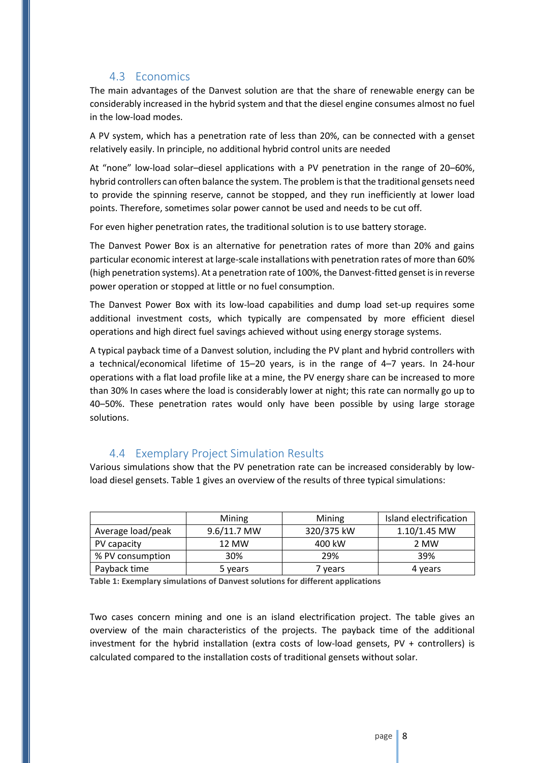## 4.3 Economics

The main advantages of the Danvest solution are that the share of renewable energy can be considerably increased in the hybrid system and that the diesel engine consumes almost no fuel in the low-load modes.

A PV system, which has a penetration rate of less than 20%, can be connected with a genset relatively easily. In principle, no additional hybrid control units are needed

At "none" low-load solar–diesel applications with a PV penetration in the range of 20–60%, hybrid controllers can often balance the system. The problem is that the traditional gensets need to provide the spinning reserve, cannot be stopped, and they run inefficiently at lower load points. Therefore, sometimes solar power cannot be used and needs to be cut off.

For even higher penetration rates, the traditional solution is to use battery storage.

The Danvest Power Box is an alternative for penetration rates of more than 20% and gains particular economic interest at large-scale installations with penetration rates of more than 60% (high penetration systems). At a penetration rate of 100%, the Danvest-fitted genset is in reverse power operation or stopped at little or no fuel consumption.

The Danvest Power Box with its low-load capabilities and dump load set-up requires some additional investment costs, which typically are compensated by more efficient diesel operations and high direct fuel savings achieved without using energy storage systems.

A typical payback time of a Danvest solution, including the PV plant and hybrid controllers with a technical/economical lifetime of 15–20 years, is in the range of 4–7 years. In 24-hour operations with a flat load profile like at a mine, the PV energy share can be increased to more than 30% In cases where the load is considerably lower at night; this rate can normally go up to 40–50%. These penetration rates would only have been possible by using large storage solutions.

## 4.4 Exemplary Project Simulation Results

Various simulations show that the PV penetration rate can be increased considerably by low-load diesel gensets. Table 1 gives an overview of the results of three typical simulations:

| | Mining | Mining | Island electrification |
|---|---|---|---|
| Average load/peak | 9.6/11.7 MW | 320/375 kW | 1.10/1.45 MW |
| PV capacity | 12 MW | 400 kW | 2 MW |
| % PV consumption | 30% | 29% | 39% |
| Payback time | 5 years | 7 years | 4 years |

**Table 1: Exemplary simulations of Danvest solutions for different applications**

Two cases concern mining and one is an island electrification project. The table gives an overview of the main characteristics of the projects. The payback time of the additional investment for the hybrid installation (extra costs of low-load gensets, PV + controllers) is calculated compared to the installation costs of traditional gensets without solar.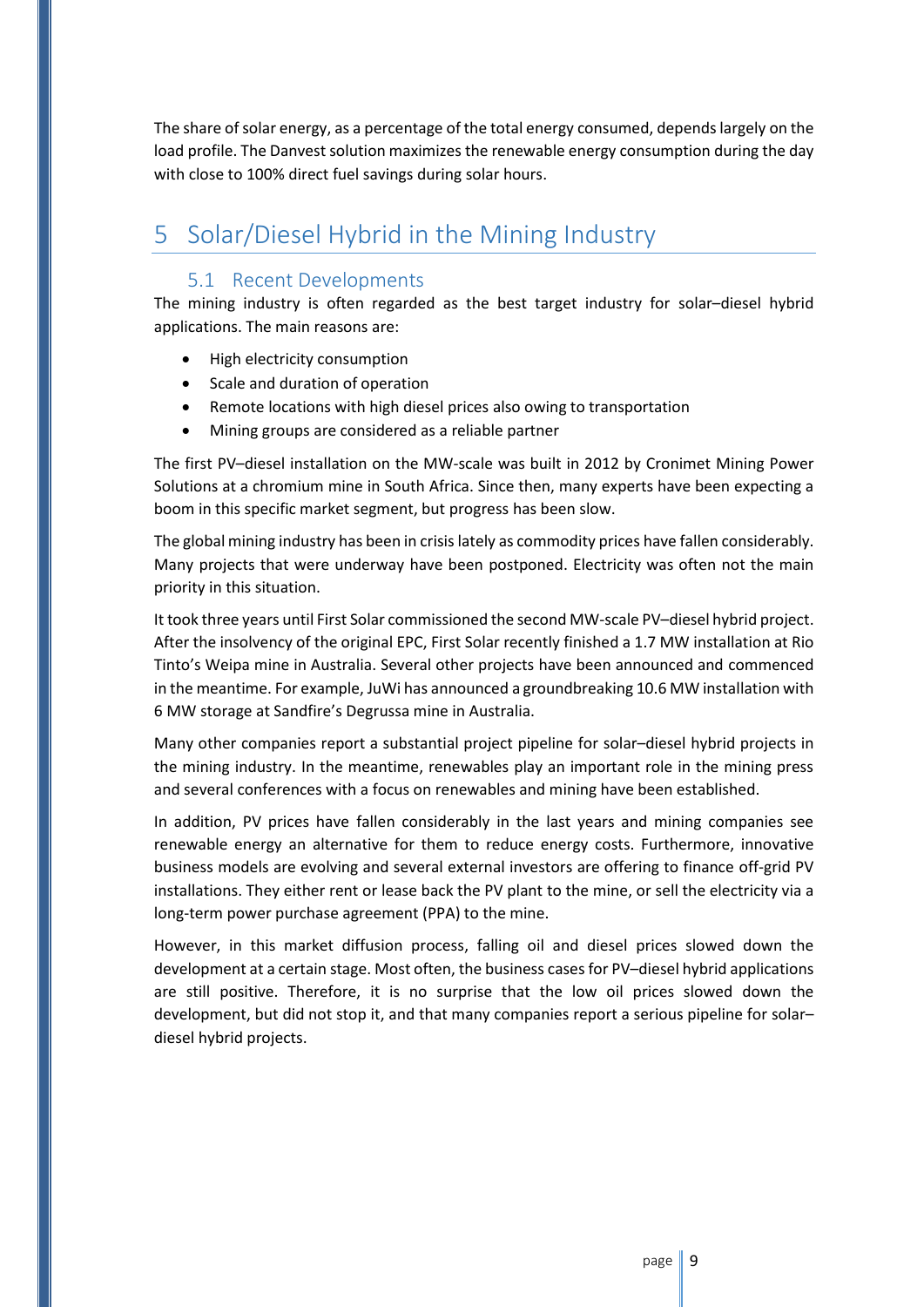The share of solar energy, as a percentage of the total energy consumed, depends largely on the load profile. The Danvest solution maximizes the renewable energy consumption during the day with close to 100% direct fuel savings during solar hours.

# 5 Solar/Diesel Hybrid in the Mining Industry

## 5.1 Recent Developments

The mining industry is often regarded as the best target industry for solar–diesel hybrid applications. The main reasons are:

- High electricity consumption
- Scale and duration of operation
- Remote locations with high diesel prices also owing to transportation
- Mining groups are considered as a reliable partner

The first PV–diesel installation on the MW-scale was built in 2012 by Cronimet Mining Power Solutions at a chromium mine in South Africa. Since then, many experts have been expecting a boom in this specific market segment, but progress has been slow.

The global mining industry has been in crisis lately as commodity prices have fallen considerably. Many projects that were underway have been postponed. Electricity was often not the main priority in this situation.

It took three years until First Solar commissioned the second MW-scale PV–diesel hybrid project. After the insolvency of the original EPC, First Solar recently finished a 1.7 MW installation at Rio Tinto's Weipa mine in Australia. Several other projects have been announced and commenced in the meantime. For example, JuWi has announced a groundbreaking 10.6 MW installation with 6 MW storage at Sandfire's Degrussa mine in Australia.

Many other companies report a substantial project pipeline for solar–diesel hybrid projects in the mining industry. In the meantime, renewables play an important role in the mining press and several conferences with a focus on renewables and mining have been established.

In addition, PV prices have fallen considerably in the last years and mining companies see renewable energy an alternative for them to reduce energy costs. Furthermore, innovative business models are evolving and several external investors are offering to finance off-grid PV installations. They either rent or lease back the PV plant to the mine, or sell the electricity via a long-term power purchase agreement (PPA) to the mine.

However, in this market diffusion process, falling oil and diesel prices slowed down the development at a certain stage. Most often, the business cases for PV–diesel hybrid applications are still positive. Therefore, it is no surprise that the low oil prices slowed down the development, but did not stop it, and that many companies report a serious pipeline for solar–diesel hybrid projects.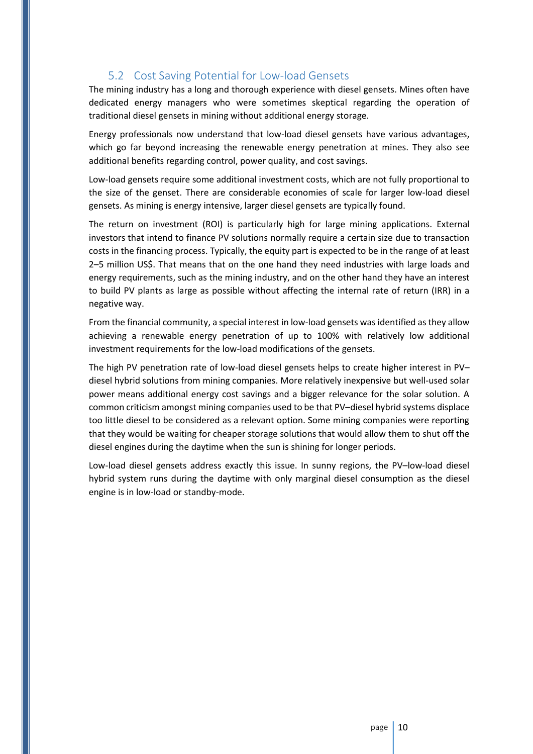## 5.2 Cost Saving Potential for Low-load Gensets

The mining industry has a long and thorough experience with diesel gensets. Mines often have dedicated energy managers who were sometimes skeptical regarding the operation of traditional diesel gensets in mining without additional energy storage.

Energy professionals now understand that low-load diesel gensets have various advantages, which go far beyond increasing the renewable energy penetration at mines. They also see additional benefits regarding control, power quality, and cost savings.

Low-load gensets require some additional investment costs, which are not fully proportional to the size of the genset. There are considerable economies of scale for larger low-load diesel gensets. As mining is energy intensive, larger diesel gensets are typically found.

The return on investment (ROI) is particularly high for large mining applications. External investors that intend to finance PV solutions normally require a certain size due to transaction costs in the financing process. Typically, the equity part is expected to be in the range of at least 2–5 million US$. That means that on the one hand they need industries with large loads and energy requirements, such as the mining industry, and on the other hand they have an interest to build PV plants as large as possible without affecting the internal rate of return (IRR) in a negative way.

From the financial community, a special interest in low-load gensets was identified as they allow achieving a renewable energy penetration of up to 100% with relatively low additional investment requirements for the low-load modifications of the gensets.

The high PV penetration rate of low-load diesel gensets helps to create higher interest in PV–diesel hybrid solutions from mining companies. More relatively inexpensive but well-used solar power means additional energy cost savings and a bigger relevance for the solar solution. A common criticism amongst mining companies used to be that PV–diesel hybrid systems displace too little diesel to be considered as a relevant option. Some mining companies were reporting that they would be waiting for cheaper storage solutions that would allow them to shut off the diesel engines during the daytime when the sun is shining for longer periods.

Low-load diesel gensets address exactly this issue. In sunny regions, the PV–low-load diesel hybrid system runs during the daytime with only marginal diesel consumption as the diesel engine is in low-load or standby-mode.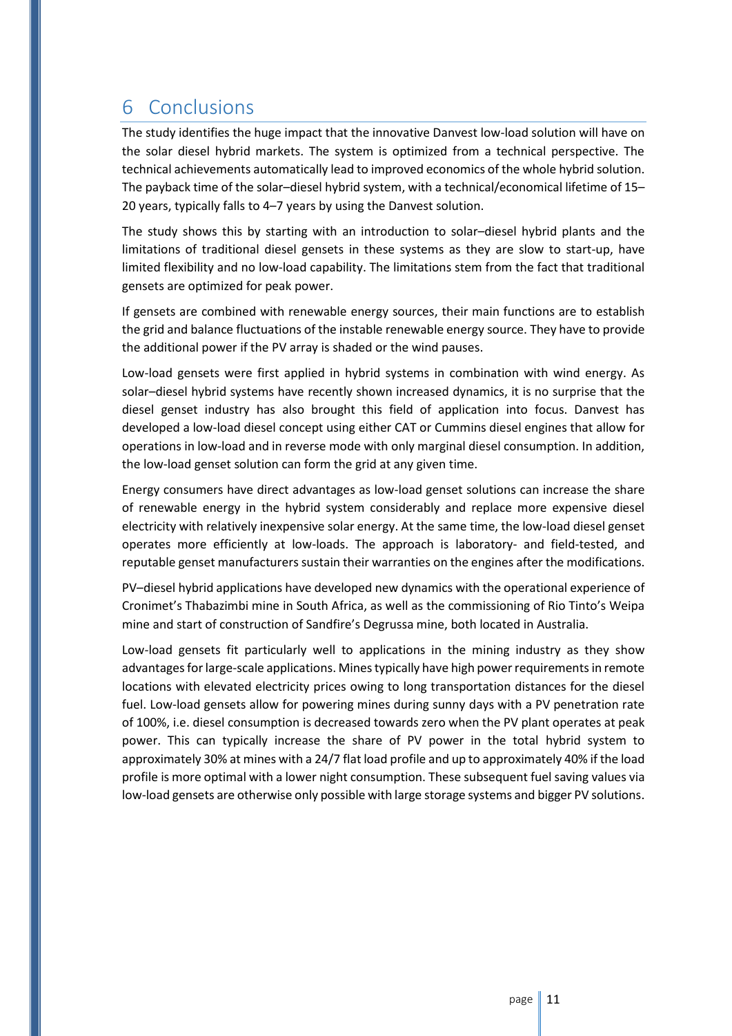# 6 Conclusions

The study identifies the huge impact that the innovative Danvest low-load solution will have on the solar diesel hybrid markets. The system is optimized from a technical perspective. The technical achievements automatically lead to improved economics of the whole hybrid solution. The payback time of the solar–diesel hybrid system, with a technical/economical lifetime of 15–20 years, typically falls to 4–7 years by using the Danvest solution.

The study shows this by starting with an introduction to solar–diesel hybrid plants and the limitations of traditional diesel gensets in these systems as they are slow to start-up, have limited flexibility and no low-load capability. The limitations stem from the fact that traditional gensets are optimized for peak power.

If gensets are combined with renewable energy sources, their main functions are to establish the grid and balance fluctuations of the instable renewable energy source. They have to provide the additional power if the PV array is shaded or the wind pauses.

Low-load gensets were first applied in hybrid systems in combination with wind energy. As solar–diesel hybrid systems have recently shown increased dynamics, it is no surprise that the diesel genset industry has also brought this field of application into focus. Danvest has developed a low-load diesel concept using either CAT or Cummins diesel engines that allow for operations in low-load and in reverse mode with only marginal diesel consumption. In addition, the low-load genset solution can form the grid at any given time.

Energy consumers have direct advantages as low-load genset solutions can increase the share of renewable energy in the hybrid system considerably and replace more expensive diesel electricity with relatively inexpensive solar energy. At the same time, the low-load diesel genset operates more efficiently at low-loads. The approach is laboratory- and field-tested, and reputable genset manufacturers sustain their warranties on the engines after the modifications.

PV–diesel hybrid applications have developed new dynamics with the operational experience of Cronimet's Thabazimbi mine in South Africa, as well as the commissioning of Rio Tinto's Weipa mine and start of construction of Sandfire's Degrussa mine, both located in Australia.

Low-load gensets fit particularly well to applications in the mining industry as they show advantages for large-scale applications. Mines typically have high power requirements in remote locations with elevated electricity prices owing to long transportation distances for the diesel fuel. Low-load gensets allow for powering mines during sunny days with a PV penetration rate of 100%, i.e. diesel consumption is decreased towards zero when the PV plant operates at peak power. This can typically increase the share of PV power in the total hybrid system to approximately 30% at mines with a 24/7 flat load profile and up to approximately 40% if the load profile is more optimal with a lower night consumption. These subsequent fuel saving values via low-load gensets are otherwise only possible with large storage systems and bigger PV solutions.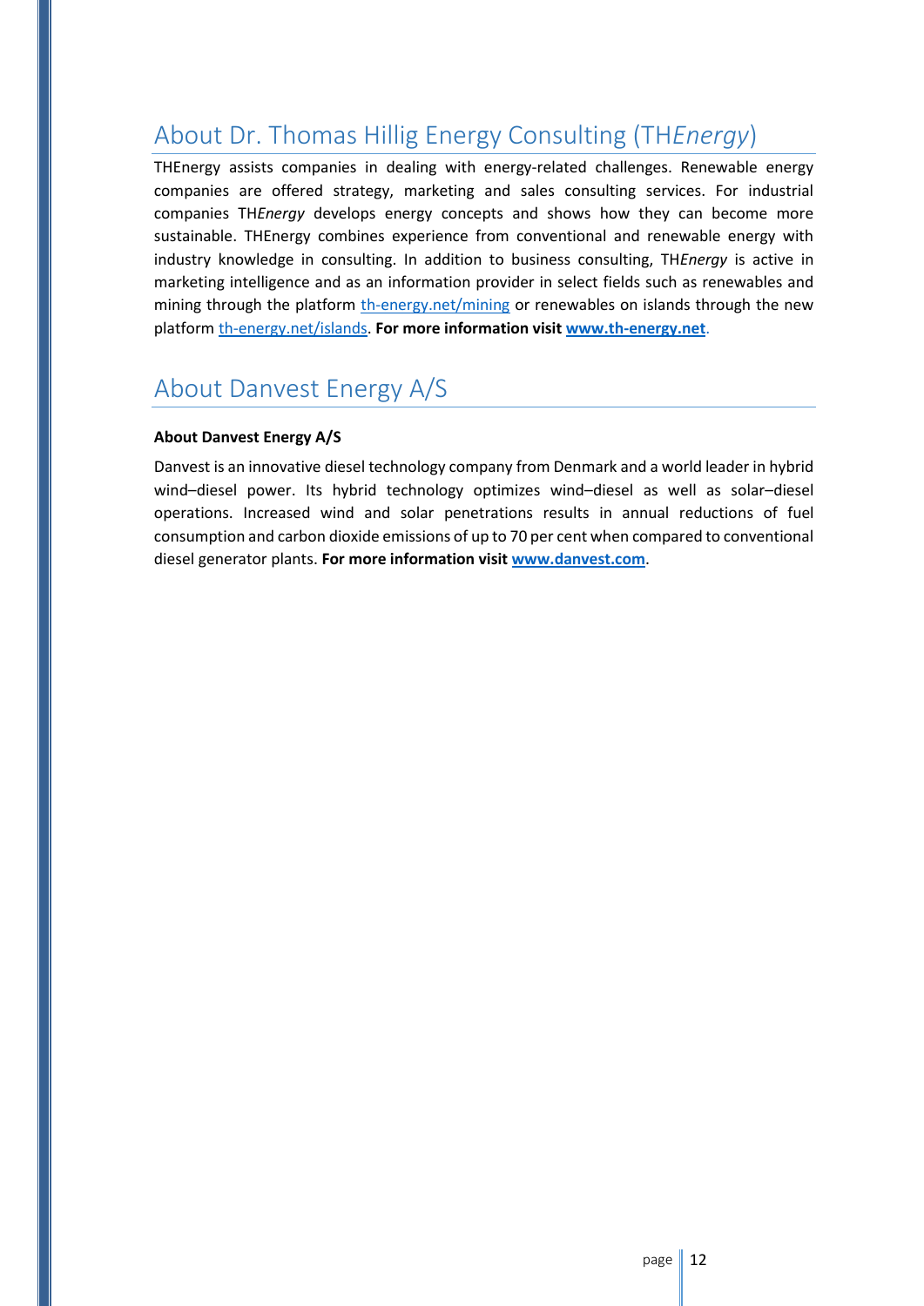## About Dr. Thomas Hillig Energy Consulting (TH*Energy*)

THEnergy assists companies in dealing with energy-related challenges. Renewable energy companies are offered strategy, marketing and sales consulting services. For industrial companies TH*Energy* develops energy concepts and shows how they can become more sustainable. THEnergy combines experience from conventional and renewable energy with industry knowledge in consulting. In addition to business consulting, TH*Energy* is active in marketing intelligence and as an information provider in select fields such as renewables and mining through the platform th-energy.net/mining or renewables on islands through the new platform th-energy.net/islands. **For more information visit www.th-energy.net**.

## About Danvest Energy A/S

**About Danvest Energy A/S**

Danvest is an innovative diesel technology company from Denmark and a world leader in hybrid wind–diesel power. Its hybrid technology optimizes wind–diesel as well as solar–diesel operations. Increased wind and solar penetrations results in annual reductions of fuel consumption and carbon dioxide emissions of up to 70 per cent when compared to conventional diesel generator plants. **For more information visit www.danvest.com**.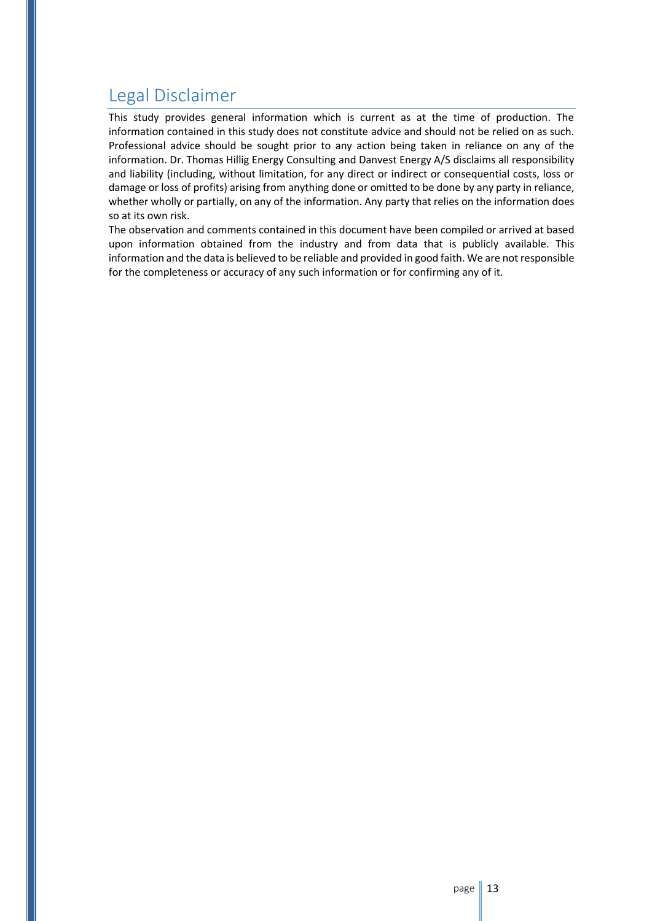## Legal Disclaimer

This study provides general information which is current as at the time of production. The information contained in this study does not constitute advice and should not be relied on as such. Professional advice should be sought prior to any action being taken in reliance on any of the information. Dr. Thomas Hillig Energy Consulting and Danvest Energy A/S disclaims all responsibility and liability (including, without limitation, for any direct or indirect or consequential costs, loss or damage or loss of profits) arising from anything done or omitted to be done by any party in reliance, whether wholly or partially, on any of the information. Any party that relies on the information does so at its own risk.

The observation and comments contained in this document have been compiled or arrived at based upon information obtained from the industry and from data that is publicly available. This information and the data is believed to be reliable and provided in good faith. We are not responsible for the completeness or accuracy of any such information or for confirming any of it.